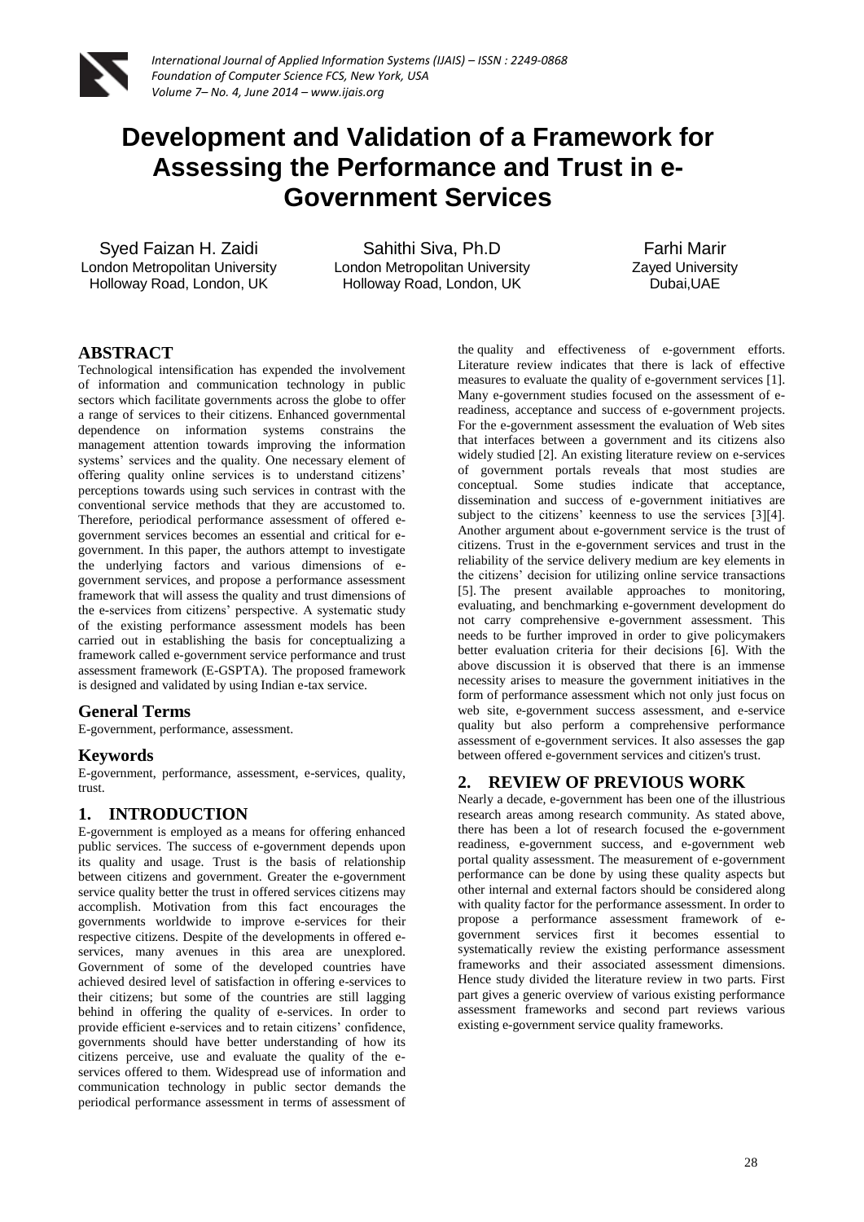# Development and Validation of a Framework for Assessing the Performance and Trust in e-Government Services

Syed Faizan H. Zaidi
London Metropolitan University
Holloway Road, London, UK

Sahithi Siva, Ph.D
London Metropolitan University
Holloway Road, London, UK

Farhi Marir
Zayed University
Dubai,UAE

## ABSTRACT

Technological intensification has expended the involvement of information and communication technology in public sectors which facilitate governments across the globe to offer a range of services to their citizens. Enhanced governmental dependence on information systems constrains the management attention towards improving the information systems' services and the quality. One necessary element of offering quality online services is to understand citizens' perceptions towards using such services in contrast with the conventional service methods that they are accustomed to. Therefore, periodical performance assessment of offered e-government services becomes an essential and critical for e-government. In this paper, the authors attempt to investigate the underlying factors and various dimensions of e-government services, and propose a performance assessment framework that will assess the quality and trust dimensions of the e-services from citizens' perspective. A systematic study of the existing performance assessment models has been carried out in establishing the basis for conceptualizing a framework called e-government service performance and trust assessment framework (E-GSPTA). The proposed framework is designed and validated by using Indian e-tax service.

## General Terms

E-government, performance, assessment.

## Keywords

E-government, performance, assessment, e-services, quality, trust.

## 1. INTRODUCTION

E-government is employed as a means for offering enhanced public services. The success of e-government depends upon its quality and usage. Trust is the basis of relationship between citizens and government. Greater the e-government service quality better the trust in offered services citizens may accomplish. Motivation from this fact encourages the governments worldwide to improve e-services for their respective citizens. Despite of the developments in offered e-services, many avenues in this area are unexplored. Government of some of the developed countries have achieved desired level of satisfaction in offering e-services to their citizens; but some of the countries are still lagging behind in offering the quality of e-services. In order to provide efficient e-services and to retain citizens' confidence, governments should have better understanding of how its citizens perceive, use and evaluate the quality of the e-services offered to them. Widespread use of information and communication technology in public sector demands the periodical performance assessment in terms of assessment of the quality and effectiveness of e-government efforts. Literature review indicates that there is lack of effective measures to evaluate the quality of e-government services [1]. Many e-government studies focused on the assessment of e-readiness, acceptance and success of e-government projects. For the e-government assessment the evaluation of Web sites that interfaces between a government and its citizens also widely studied [2]. An existing literature review on e-services of government portals reveals that most studies are conceptual. Some studies indicate that acceptance, dissemination and success of e-government initiatives are subject to the citizens' keenness to use the services [3][4]. Another argument about e-government service is the trust of citizens. Trust in the e-government services and trust in the reliability of the service delivery medium are key elements in the citizens' decision for utilizing online service transactions [5]. The present available approaches to monitoring, evaluating, and benchmarking e-government development do not carry comprehensive e-government assessment. This needs to be further improved in order to give policymakers better evaluation criteria for their decisions [6]. With the above discussion it is observed that there is an immense necessity arises to measure the government initiatives in the form of performance assessment which not only just focus on web site, e-government success assessment, and e-service quality but also perform a comprehensive performance assessment of e-government services. It also assesses the gap between offered e-government services and citizen's trust.

## 2. REVIEW OF PREVIOUS WORK

Nearly a decade, e-government has been one of the illustrious research areas among research community. As stated above, there has been a lot of research focused the e-government readiness, e-government success, and e-government web portal quality assessment. The measurement of e-government performance can be done by using these quality aspects but other internal and external factors should be considered along with quality factor for the performance assessment. In order to propose a performance assessment framework of e-government services first it becomes essential to systematically review the existing performance assessment frameworks and their associated assessment dimensions. Hence study divided the literature review in two parts. First part gives a generic overview of various existing performance assessment frameworks and second part reviews various existing e-government service quality frameworks.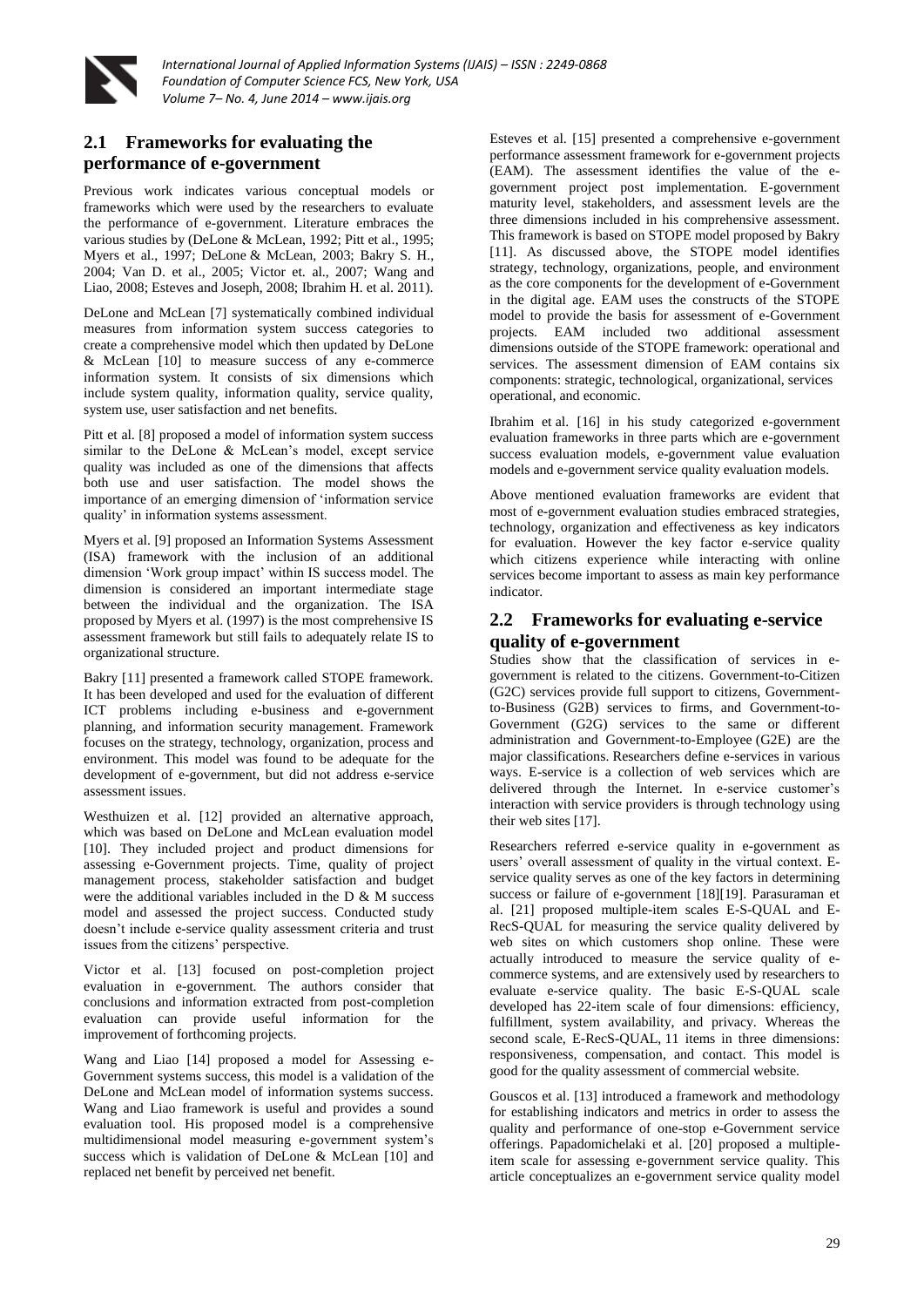## 2.1 Frameworks for evaluating the performance of e-government

Previous work indicates various conceptual models or frameworks which were used by the researchers to evaluate the performance of e-government. Literature embraces the various studies by (DeLone & McLean, 1992; Pitt et al., 1995; Myers et al., 1997; DeLone & McLean, 2003; Bakry S. H., 2004; Van D. et al., 2005; Victor et. al., 2007; Wang and Liao, 2008; Esteves and Joseph, 2008; Ibrahim H. et al. 2011).

DeLone and McLean [7] systematically combined individual measures from information system success categories to create a comprehensive model which then updated by DeLone & McLean [10] to measure success of any e-commerce information system. It consists of six dimensions which include system quality, information quality, service quality, system use, user satisfaction and net benefits.

Pitt et al. [8] proposed a model of information system success similar to the DeLone & McLean's model, except service quality was included as one of the dimensions that affects both use and user satisfaction. The model shows the importance of an emerging dimension of 'information service quality' in information systems assessment.

Myers et al. [9] proposed an Information Systems Assessment (ISA) framework with the inclusion of an additional dimension 'Work group impact' within IS success model. The dimension is considered an important intermediate stage between the individual and the organization. The ISA proposed by Myers et al. (1997) is the most comprehensive IS assessment framework but still fails to adequately relate IS to organizational structure.

Bakry [11] presented a framework called STOPE framework. It has been developed and used for the evaluation of different ICT problems including e-business and e-government planning, and information security management. Framework focuses on the strategy, technology, organization, process and environment. This model was found to be adequate for the development of e-government, but did not address e-service assessment issues.

Westhuizen et al. [12] provided an alternative approach, which was based on DeLone and McLean evaluation model [10]. They included project and product dimensions for assessing e-Government projects. Time, quality of project management process, stakeholder satisfaction and budget were the additional variables included in the D & M success model and assessed the project success. Conducted study doesn't include e-service quality assessment criteria and trust issues from the citizens' perspective.

Victor et al. [13] focused on post-completion project evaluation in e-government. The authors consider that conclusions and information extracted from post-completion evaluation can provide useful information for the improvement of forthcoming projects.

Wang and Liao [14] proposed a model for Assessing e-Government systems success, this model is a validation of the DeLone and McLean model of information systems success. Wang and Liao framework is useful and provides a sound evaluation tool. His proposed model is a comprehensive multidimensional model measuring e-government system's success which is validation of DeLone & McLean [10] and replaced net benefit by perceived net benefit.

Esteves et al. [15] presented a comprehensive e-government performance assessment framework for e-government projects (EAM). The assessment identifies the value of the e-government project post implementation. E-government maturity level, stakeholders, and assessment levels are the three dimensions included in his comprehensive assessment. This framework is based on STOPE model proposed by Bakry [11]. As discussed above, the STOPE model identifies strategy, technology, organizations, people, and environment as the core components for the development of e-Government in the digital age. EAM uses the constructs of the STOPE model to provide the basis for assessment of e-Government projects. EAM included two additional assessment dimensions outside of the STOPE framework: operational and services. The assessment dimension of EAM contains six components: strategic, technological, organizational, services operational, and economic.

Ibrahim et al. [16] in his study categorized e-government evaluation frameworks in three parts which are e-government success evaluation models, e-government value evaluation models and e-government service quality evaluation models.

Above mentioned evaluation frameworks are evident that most of e-government evaluation studies embraced strategies, technology, organization and effectiveness as key indicators for evaluation. However the key factor e-service quality which citizens experience while interacting with online services become important to assess as main key performance indicator.

## 2.2 Frameworks for evaluating e-service quality of e-government

Studies show that the classification of services in e-government is related to the citizens. Government-to-Citizen (G2C) services provide full support to citizens, Government-to-Business (G2B) services to firms, and Government-to-Government (G2G) services to the same or different administration and Government-to-Employee (G2E) are the major classifications. Researchers define e-services in various ways. E-service is a collection of web services which are delivered through the Internet. In e-service customer's interaction with service providers is through technology using their web sites [17].

Researchers referred e-service quality in e-government as users' overall assessment of quality in the virtual context. E-service quality serves as one of the key factors in determining success or failure of e-government [18][19]. Parasuraman et al. [21] proposed multiple-item scales E-S-QUAL and E-RecS-QUAL for measuring the service quality delivered by web sites on which customers shop online. These were actually introduced to measure the service quality of e-commerce systems, and are extensively used by researchers to evaluate e-service quality. The basic E-S-QUAL scale developed has 22-item scale of four dimensions: efficiency, fulfillment, system availability, and privacy. Whereas the second scale, E-RecS-QUAL, 11 items in three dimensions: responsiveness, compensation, and contact. This model is good for the quality assessment of commercial website.

Gouscos et al. [13] introduced a framework and methodology for establishing indicators and metrics in order to assess the quality and performance of one-stop e-Government service offerings. Papadomichelaki et al. [20] proposed a multiple-item scale for assessing e-government service quality. This article conceptualizes an e-government service quality model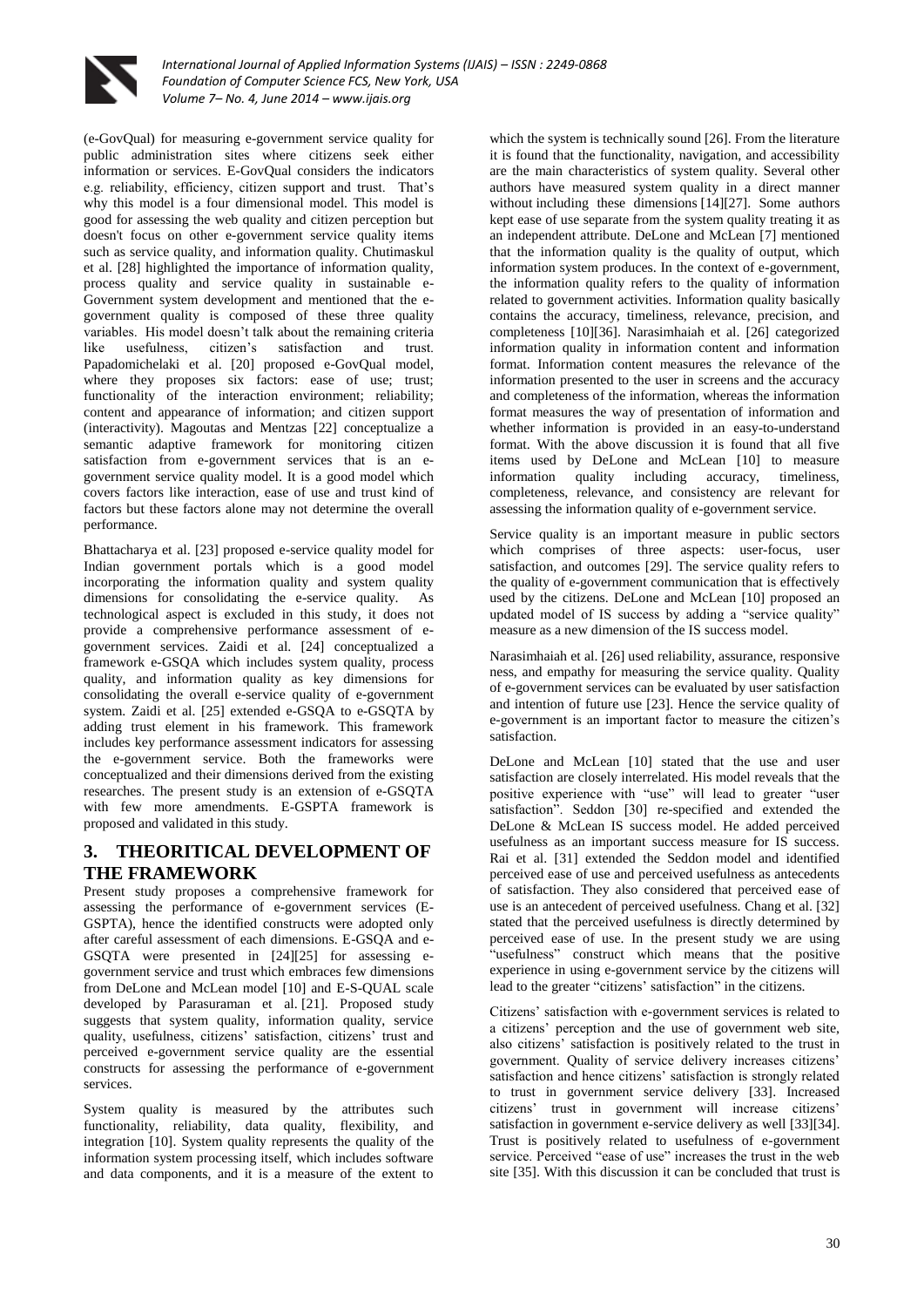(e-GovQual) for measuring e-government service quality for public administration sites where citizens seek either information or services. E-GovQual considers the indicators e.g. reliability, efficiency, citizen support and trust. That's why this model is a four dimensional model. This model is good for assessing the web quality and citizen perception but doesn't focus on other e-government service quality items such as service quality, and information quality. Chutimaskul et al. [28] highlighted the importance of information quality, process quality and service quality in sustainable e-Government system development and mentioned that the e-government quality is composed of these three quality variables. His model doesn't talk about the remaining criteria like usefulness, citizen's satisfaction and trust. Papadomichelaki et al. [20] proposed e-GovQual model, where they proposes six factors: ease of use; trust; functionality of the interaction environment; reliability; content and appearance of information; and citizen support (interactivity). Magoutas and Mentzas [22] conceptualize a semantic adaptive framework for monitoring citizen satisfaction from e-government services that is an e-government service quality model. It is a good model which covers factors like interaction, ease of use and trust kind of factors but these factors alone may not determine the overall performance.

Bhattacharya et al. [23] proposed e-service quality model for Indian government portals which is a good model incorporating the information quality and system quality dimensions for consolidating the e-service quality. As technological aspect is excluded in this study, it does not provide a comprehensive performance assessment of e-government services. Zaidi et al. [24] conceptualized a framework e-GSQA which includes system quality, process quality, and information quality as key dimensions for consolidating the overall e-service quality of e-government system. Zaidi et al. [25] extended e-GSQA to e-GSQTA by adding trust element in his framework. This framework includes key performance assessment indicators for assessing the e-government service. Both the frameworks were conceptualized and their dimensions derived from the existing researches. The present study is an extension of e-GSQTA with few more amendments. E-GSPTA framework is proposed and validated in this study.

## 3. THEORITICAL DEVELOPMENT OF THE FRAMEWORK

Present study proposes a comprehensive framework for assessing the performance of e-government services (E-GSPTA), hence the identified constructs were adopted only after careful assessment of each dimensions. E-GSQA and e-GSQTA were presented in [24][25] for assessing e-government service and trust which embraces few dimensions from DeLone and McLean model [10] and E-S-QUAL scale developed by Parasuraman et al. [21]. Proposed study suggests that system quality, information quality, service quality, usefulness, citizens' satisfaction, citizens' trust and perceived e-government service quality are the essential constructs for assessing the performance of e-government services.

System quality is measured by the attributes such functionality, reliability, data quality, flexibility, and integration [10]. System quality represents the quality of the information system processing itself, which includes software and data components, and it is a measure of the extent to which the system is technically sound [26]. From the literature it is found that the functionality, navigation, and accessibility are the main characteristics of system quality. Several other authors have measured system quality in a direct manner without including these dimensions [14][27]. Some authors kept ease of use separate from the system quality treating it as an independent attribute. DeLone and McLean [7] mentioned that the information quality is the quality of output, which information system produces. In the context of e-government, the information quality refers to the quality of information related to government activities. Information quality basically contains the accuracy, timeliness, relevance, precision, and completeness [10][36]. Narasimhaiah et al. [26] categorized information quality in information content and information format. Information content measures the relevance of the information presented to the user in screens and the accuracy and completeness of the information, whereas the information format measures the way of presentation of information and whether information is provided in an easy-to-understand format. With the above discussion it is found that all five items used by DeLone and McLean [10] to measure information quality including accuracy, timeliness, completeness, relevance, and consistency are relevant for assessing the information quality of e-government service.

Service quality is an important measure in public sectors which comprises of three aspects: user-focus, user satisfaction, and outcomes [29]. The service quality refers to the quality of e-government communication that is effectively used by the citizens. DeLone and McLean [10] proposed an updated model of IS success by adding a "service quality" measure as a new dimension of the IS success model.

Narasimhaiah et al. [26] used reliability, assurance, responsive ness, and empathy for measuring the service quality. Quality of e-government services can be evaluated by user satisfaction and intention of future use [23]. Hence the service quality of e-government is an important factor to measure the citizen's satisfaction.

DeLone and McLean [10] stated that the use and user satisfaction are closely interrelated. His model reveals that the positive experience with "use" will lead to greater "user satisfaction". Seddon [30] re-specified and extended the DeLone & McLean IS success model. He added perceived usefulness as an important success measure for IS success. Rai et al. [31] extended the Seddon model and identified perceived ease of use and perceived usefulness as antecedents of satisfaction. They also considered that perceived ease of use is an antecedent of perceived usefulness. Chang et al. [32] stated that the perceived usefulness is directly determined by perceived ease of use. In the present study we are using "usefulness" construct which means that the positive experience in using e-government service by the citizens will lead to the greater "citizens' satisfaction" in the citizens.

Citizens' satisfaction with e-government services is related to a citizens' perception and the use of government web site, also citizens' satisfaction is positively related to the trust in government. Quality of service delivery increases citizens' satisfaction and hence citizens' satisfaction is strongly related to trust in government service delivery [33]. Increased citizens' trust in government will increase citizens' satisfaction in government e-service delivery as well [33][34]. Trust is positively related to usefulness of e-government service. Perceived "ease of use" increases the trust in the web site [35]. With this discussion it can be concluded that trust is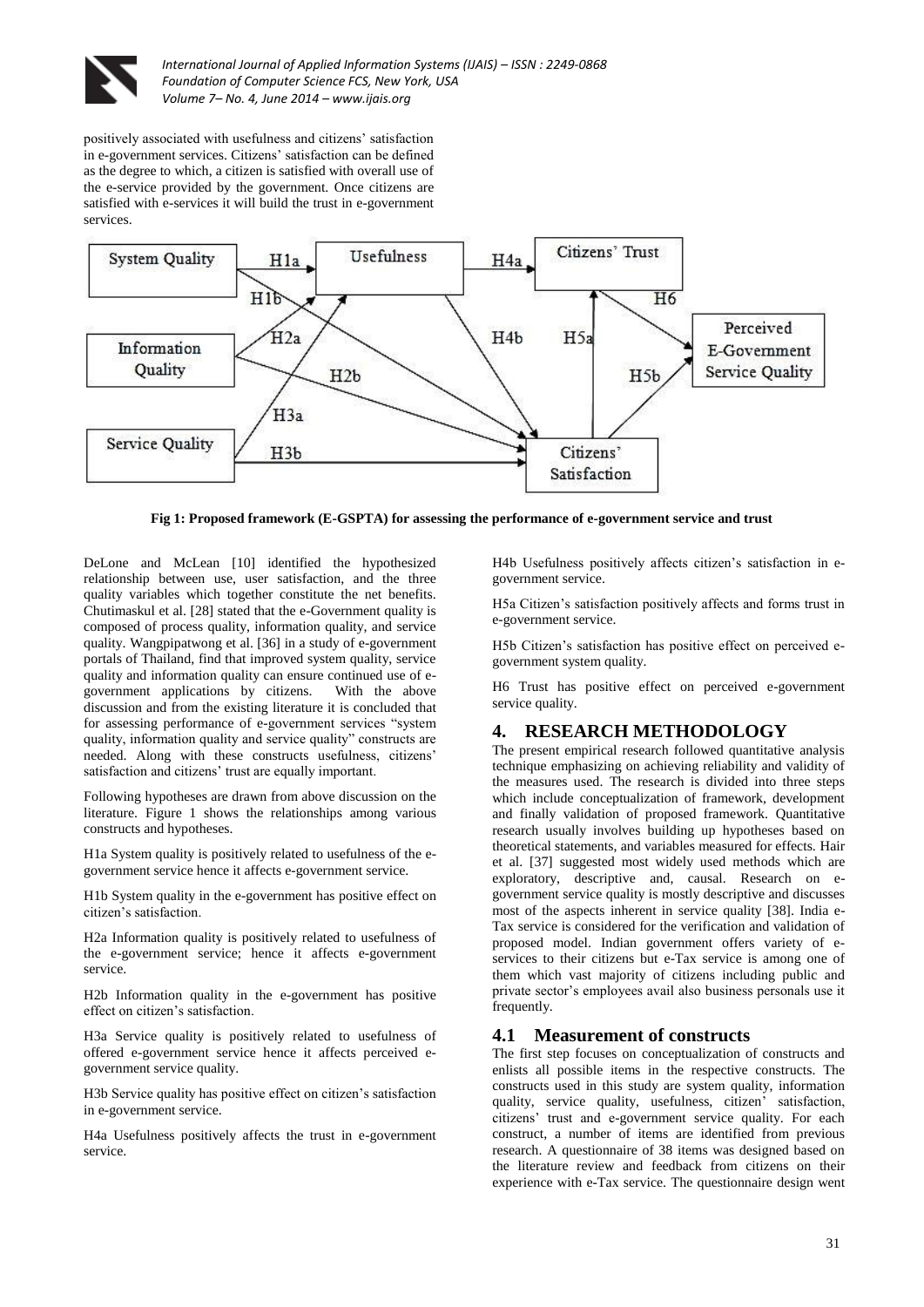positively associated with usefulness and citizens' satisfaction in e-government services. Citizens' satisfaction can be defined as the degree to which, a citizen is satisfied with overall use of the e-service provided by the government. Once citizens are satisfied with e-services it will build the trust in e-government services.

**Fig 1: Proposed framework (E-GSPTA) for assessing the performance of e-government service and trust**

DeLone and McLean [10] identified the hypothesized relationship between use, user satisfaction, and the three quality variables which together constitute the net benefits. Chutimaskul et al. [28] stated that the e-Government quality is composed of process quality, information quality, and service quality. Wangpipatwong et al. [36] in a study of e-government portals of Thailand, find that improved system quality, service quality and information quality can ensure continued use of e-government applications by citizens. With the above discussion and from the existing literature it is concluded that for assessing performance of e-government services "system quality, information quality and service quality" constructs are needed. Along with these constructs usefulness, citizens' satisfaction and citizens' trust are equally important.

Following hypotheses are drawn from above discussion on the literature. Figure 1 shows the relationships among various constructs and hypotheses.

H1a System quality is positively related to usefulness of the e-government service hence it affects e-government service.

H1b System quality in the e-government has positive effect on citizen's satisfaction.

H2a Information quality is positively related to usefulness of the e-government service; hence it affects e-government service.

H2b Information quality in the e-government has positive effect on citizen's satisfaction.

H3a Service quality is positively related to usefulness of offered e-government service hence it affects perceived e-government service quality.

H3b Service quality has positive effect on citizen's satisfaction in e-government service.

H4a Usefulness positively affects the trust in e-government service.

H4b Usefulness positively affects citizen's satisfaction in e-government service.

H5a Citizen's satisfaction positively affects and forms trust in e-government service.

H5b Citizen's satisfaction has positive effect on perceived e-government system quality.

H6 Trust has positive effect on perceived e-government service quality.

## 4. RESEARCH METHODOLOGY

The present empirical research followed quantitative analysis technique emphasizing on achieving reliability and validity of the measures used. The research is divided into three steps which include conceptualization of framework, development and finally validation of proposed framework. Quantitative research usually involves building up hypotheses based on theoretical statements, and variables measured for effects. Hair et al. [37] suggested most widely used methods which are exploratory, descriptive and, causal. Research on e-government service quality is mostly descriptive and discusses most of the aspects inherent in service quality [38]. India e-Tax service is considered for the verification and validation of proposed model. Indian government offers variety of e-services to their citizens but e-Tax service is among one of them which vast majority of citizens including public and private sector's employees avail also business personals use it frequently.

### 4.1 Measurement of constructs

The first step focuses on conceptualization of constructs and enlists all possible items in the respective constructs. The constructs used in this study are system quality, information quality, service quality, usefulness, citizen' satisfaction, citizens' trust and e-government service quality. For each construct, a number of items are identified from previous research. A questionnaire of 38 items was designed based on the literature review and feedback from citizens on their experience with e-Tax service. The questionnaire design went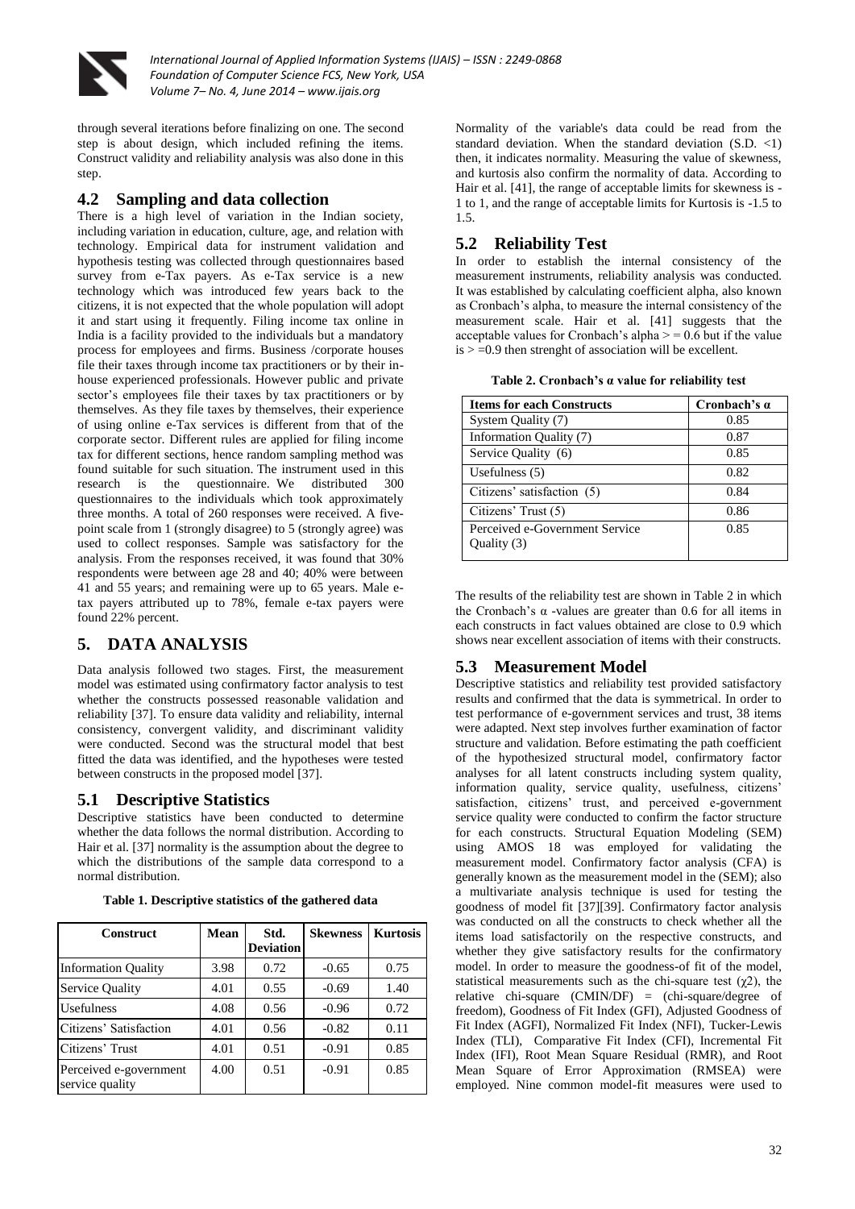through several iterations before finalizing on one. The second step is about design, which included refining the items. Construct validity and reliability analysis was also done in this step.

## 4.2 Sampling and data collection

There is a high level of variation in the Indian society, including variation in education, culture, age, and relation with technology. Empirical data for instrument validation and hypothesis testing was collected through questionnaires based survey from e-Tax payers. As e-Tax service is a new technology which was introduced few years back to the citizens, it is not expected that the whole population will adopt it and start using it frequently. Filing income tax online in India is a facility provided to the individuals but a mandatory process for employees and firms. Business /corporate houses file their taxes through income tax practitioners or by their in-house experienced professionals. However public and private sector's employees file their taxes by tax practitioners or by themselves. As they file taxes by themselves, their experience of using online e-Tax services is different from that of the corporate sector. Different rules are applied for filing income tax for different sections, hence random sampling method was found suitable for such situation. The instrument used in this research is the questionnaire. We distributed 300 questionnaires to the individuals which took approximately three months. A total of 260 responses were received. A five-point scale from 1 (strongly disagree) to 5 (strongly agree) was used to collect responses. Sample was satisfactory for the analysis. From the responses received, it was found that 30% respondents were between age 28 and 40; 40% were between 41 and 55 years; and remaining were up to 65 years. Male e-tax payers attributed up to 78%, female e-tax payers were found 22% percent.

# 5. DATA ANALYSIS

Data analysis followed two stages. First, the measurement model was estimated using confirmatory factor analysis to test whether the constructs possessed reasonable validation and reliability [37]. To ensure data validity and reliability, internal consistency, convergent validity, and discriminant validity were conducted. Second was the structural model that best fitted the data was identified, and the hypotheses were tested between constructs in the proposed model [37].

## 5.1 Descriptive Statistics

Descriptive statistics have been conducted to determine whether the data follows the normal distribution. According to Hair et al. [37] normality is the assumption about the degree to which the distributions of the sample data correspond to a normal distribution.

**Table 1. Descriptive statistics of the gathered data**

| Construct | Mean | Std. Deviation | Skewness | Kurtosis |
|---|---|---|---|---|
| Information Quality | 3.98 | 0.72 | -0.65 | 0.75 |
| Service Quality | 4.01 | 0.55 | -0.69 | 1.40 |
| Usefulness | 4.08 | 0.56 | -0.96 | 0.72 |
| Citizens' Satisfaction | 4.01 | 0.56 | -0.82 | 0.11 |
| Citizens' Trust | 4.01 | 0.51 | -0.91 | 0.85 |
| Perceived e-government service quality | 4.00 | 0.51 | -0.91 | 0.85 |

Normality of the variable's data could be read from the standard deviation. When the standard deviation (S.D. <1) then, it indicates normality. Measuring the value of skewness, and kurtosis also confirm the normality of data. According to Hair et al. [41], the range of acceptable limits for skewness is -1 to 1, and the range of acceptable limits for Kurtosis is -1.5 to 1.5.

## 5.2 Reliability Test

In order to establish the internal consistency of the measurement instruments, reliability analysis was conducted. It was established by calculating coefficient alpha, also known as Cronbach's alpha, to measure the internal consistency of the measurement scale. Hair et al. [41] suggests that the acceptable values for Cronbach's alpha > = 0.6 but if the value is > =0.9 then strenght of association will be excellent.

**Table 2. Cronbach's α value for reliability test**

| Items for each Constructs | Cronbach's α |
|---|---|
| System Quality (7) | 0.85 |
| Information Quality (7) | 0.87 |
| Service Quality (6) | 0.85 |
| Usefulness (5) | 0.82 |
| Citizens' satisfaction (5) | 0.84 |
| Citizens' Trust (5) | 0.86 |
| Perceived e-Government Service Quality (3) | 0.85 |

The results of the reliability test are shown in Table 2 in which the Cronbach's α -values are greater than 0.6 for all items in each constructs in fact values obtained are close to 0.9 which shows near excellent association of items with their constructs.

## 5.3 Measurement Model

Descriptive statistics and reliability test provided satisfactory results and confirmed that the data is symmetrical. In order to test performance of e-government services and trust, 38 items were adapted. Next step involves further examination of factor structure and validation. Before estimating the path coefficient of the hypothesized structural model, confirmatory factor analyses for all latent constructs including system quality, information quality, service quality, usefulness, citizens' satisfaction, citizens' trust, and perceived e-government service quality were conducted to confirm the factor structure for each constructs. Structural Equation Modeling (SEM) using AMOS 18 was employed for validating the measurement model. Confirmatory factor analysis (CFA) is generally known as the measurement model in the (SEM); also a multivariate analysis technique is used for testing the goodness of model fit [37][39]. Confirmatory factor analysis was conducted on all the constructs to check whether all the items load satisfactorily on the respective constructs, and whether they give satisfactory results for the confirmatory model. In order to measure the goodness-of fit of the model, statistical measurements such as the chi-square test ($\chi 2$), the relative chi-square (CMIN/DF) = (chi-square/degree of freedom), Goodness of Fit Index (GFI), Adjusted Goodness of Fit Index (AGFI), Normalized Fit Index (NFI), Tucker-Lewis Index (TLI), Comparative Fit Index (CFI), Incremental Fit Index (IFI), Root Mean Square Residual (RMR), and Root Mean Square of Error Approximation (RMSEA) were employed. Nine common model-fit measures were used to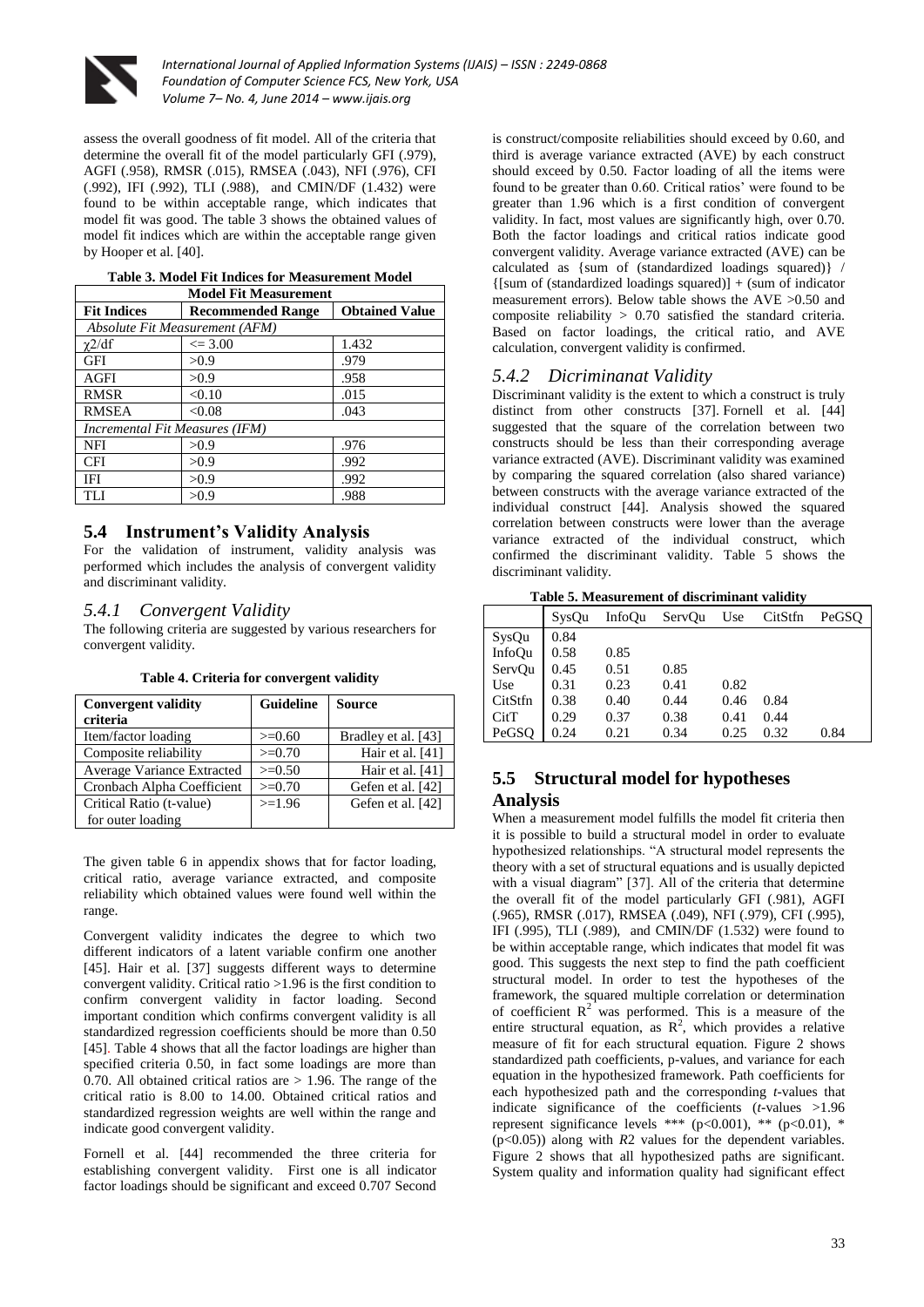assess the overall goodness of fit model. All of the criteria that determine the overall fit of the model particularly GFI (.979), AGFI (.958), RMSR (.015), RMSEA (.043), NFI (.976), CFI (.992), IFI (.992), TLI (.988), and CMIN/DF (1.432) were found to be within acceptable range, which indicates that model fit was good. The table 3 shows the obtained values of model fit indices which are within the acceptable range given by Hooper et al. [40].

**Table 3. Model Fit Indices for Measurement Model**

| Model Fit Measurement | | |
|---|---|---|
| **Fit Indices** | **Recommended Range** | **Obtained Value** |
| *Absolute Fit Measurement (AFM)* | | |
| $\chi 2/df$ | <= 3.00 | 1.432 |
| GFI | >0.9 | .979 |
| AGFI | >0.9 | .958 |
| RMSR | <0.10 | .015 |
| RMSEA | <0.08 | .043 |
| *Incremental Fit Measures (IFM)* | | |
| NFI | >0.9 | .976 |
| CFI | >0.9 | .992 |
| IFI | >0.9 | .992 |
| TLI | >0.9 | .988 |

## 5.4 Instrument's Validity Analysis

For the validation of instrument, validity analysis was performed which includes the analysis of convergent validity and discriminant validity.

### *5.4.1 Convergent Validity*

The following criteria are suggested by various researchers for convergent validity.

**Table 4. Criteria for convergent validity**

| Convergent validity criteria | Guideline | Source |
|---|---|---|
| Item/factor loading | >=0.60 | Bradley et al. [43] |
| Composite reliability | >=0.70 | Hair et al. [41] |
| Average Variance Extracted | >=0.50 | Hair et al. [41] |
| Cronbach Alpha Coefficient | >=0.70 | Gefen et al. [42] |
| Critical Ratio (t-value) for outer loading | >=1.96 | Gefen et al. [42] |

The given table 6 in appendix shows that for factor loading, critical ratio, average variance extracted, and composite reliability which obtained values were found well within the range.

Convergent validity indicates the degree to which two different indicators of a latent variable confirm one another [45]. Hair et al. [37] suggests different ways to determine convergent validity. Critical ratio >1.96 is the first condition to confirm convergent validity in factor loading. Second important condition which confirms convergent validity is all standardized regression coefficients should be more than 0.50 [45]. Table 4 shows that all the factor loadings are higher than specified criteria 0.50, in fact some loadings are more than 0.70. All obtained critical ratios are > 1.96. The range of the critical ratio is 8.00 to 14.00. Obtained critical ratios and standardized regression weights are well within the range and indicate good convergent validity.

Fornell et al. [44] recommended the three criteria for establishing convergent validity. First one is all indicator factor loadings should be significant and exceed 0.707 Second is construct/composite reliabilities should exceed by 0.60, and third is average variance extracted (AVE) by each construct should exceed by 0.50. Factor loading of all the items were found to be greater than 0.60. Critical ratios' were found to be greater than 1.96 which is a first condition of convergent validity. In fact, most values are significantly high, over 0.70. Both the factor loadings and critical ratios indicate good convergent validity. Average variance extracted (AVE) can be calculated as {sum of (standardized loadings squared)} / {[sum of (standardized loadings squared)] + (sum of indicator measurement errors). Below table shows the AVE >0.50 and composite reliability > 0.70 satisfied the standard criteria. Based on factor loadings, the critical ratio, and AVE calculation, convergent validity is confirmed.

### *5.4.2 Dicriminanat Validity*

Discriminant validity is the extent to which a construct is truly distinct from other constructs [37]. Fornell et al. [44] suggested that the square of the correlation between two constructs should be less than their corresponding average variance extracted (AVE). Discriminant validity was examined by comparing the squared correlation (also shared variance) between constructs with the average variance extracted of the individual construct [44]. Analysis showed the squared correlation between constructs were lower than the average variance extracted of the individual construct, which confirmed the discriminant validity. Table 5 shows the discriminant validity.

**Table 5. Measurement of discriminant validity**

| | SysQu | InfoQu | ServQu | Use | CitStfn | PeGSQ |
|---|---|---|---|---|---|---|
| SysQu | 0.84 | | | | | |
| InfoQu | 0.58 | 0.85 | | | | |
| ServQu | 0.45 | 0.51 | 0.85 | | | |
| Use | 0.31 | 0.23 | 0.41 | 0.82 | | |
| CitStfn | 0.38 | 0.40 | 0.44 | 0.46 | 0.84 | |
| CitT | 0.29 | 0.37 | 0.38 | 0.41 | 0.44 | |
| PeGSQ | 0.24 | 0.21 | 0.34 | 0.25 | 0.32 | 0.84 |

## 5.5 Structural model for hypotheses Analysis

When a measurement model fulfills the model fit criteria then it is possible to build a structural model in order to evaluate hypothesized relationships. "A structural model represents the theory with a set of structural equations and is usually depicted with a visual diagram" [37]. All of the criteria that determine the overall fit of the model particularly GFI (.981), AGFI (.965), RMSR (.017), RMSEA (.049), NFI (.979), CFI (.995), IFI (.995), TLI (.989), and CMIN/DF (1.532) were found to be within acceptable range, which indicates that model fit was good. This suggests the next step to find the path coefficient structural model. In order to test the hypotheses of the framework, the squared multiple correlation or determination of coefficient $R^2$ was performed. This is a measure of the entire structural equation, as $R^2$, which provides a relative measure of fit for each structural equation. Figure 2 shows standardized path coefficients, p-values, and variance for each equation in the hypothesized framework. Path coefficients for each hypothesized path and the corresponding *t*-values that indicate significance of the coefficients (*t*-values >1.96 represent significance levels *** ($p<0.001$), ** ($p<0.01$), * ($p<0.05$)) along with *R*2 values for the dependent variables. Figure 2 shows that all hypothesized paths are significant. System quality and information quality had significant effect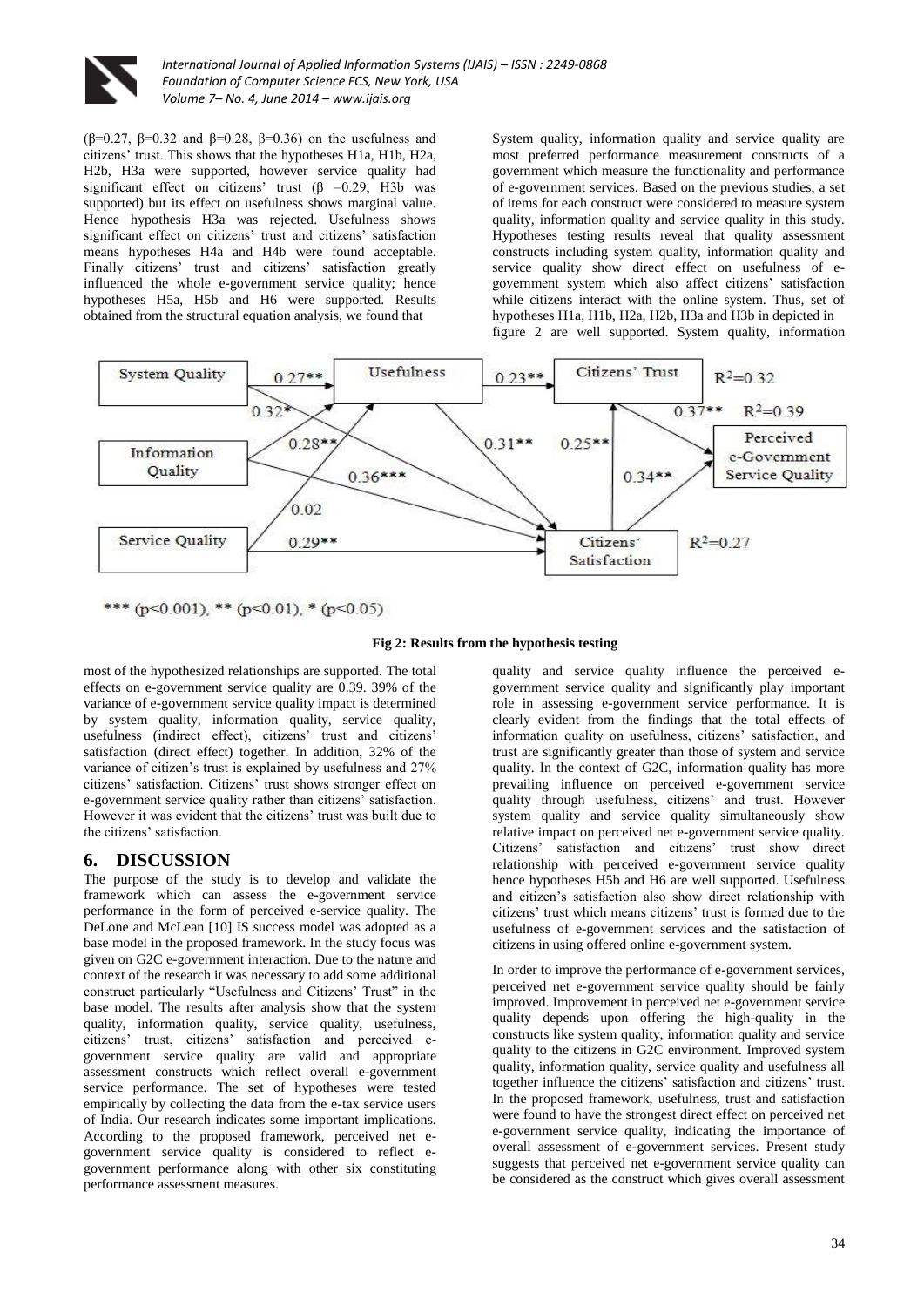(β=0.27, β=0.32 and β=0.28, β=0.36) on the usefulness and citizens' trust. This shows that the hypotheses H1a, H1b, H2a, H2b, H3a were supported, however service quality had significant effect on citizens' trust (β =0.29, H3b was supported) but its effect on usefulness shows marginal value. Hence hypothesis H3a was rejected. Usefulness shows significant effect on citizens' trust and citizens' satisfaction means hypotheses H4a and H4b were found acceptable. Finally citizens' trust and citizens' satisfaction greatly influenced the whole e-government service quality; hence hypotheses H5a, H5b and H6 were supported. Results obtained from the structural equation analysis, we found that most of the hypothesized relationships are supported. The total effects on e-government service quality are 0.39. 39% of the variance of e-government service quality impact is determined by system quality, information quality, service quality, usefulness (indirect effect), citizens' trust and citizens' satisfaction (direct effect) together. In addition, 32% of the variance of citizen's trust is explained by usefulness and 27% citizens' satisfaction. Citizens' trust shows stronger effect on e-government service quality rather than citizens' satisfaction. However it was evident that the citizens' trust was built due to the citizens' satisfaction.

## 6. DISCUSSION

The purpose of the study is to develop and validate the framework which can assess the e-government service performance in the form of perceived e-service quality. The DeLone and McLean [10] IS success model was adopted as a base model in the proposed framework. In the study focus was given on G2C e-government interaction. Due to the nature and context of the research it was necessary to add some additional construct particularly "Usefulness and Citizens' Trust" in the base model. The results after analysis show that the system quality, information quality, service quality, usefulness, citizens' trust, citizens' satisfaction and perceived e-government service quality are valid and appropriate assessment constructs which reflect overall e-government service performance. The set of hypotheses were tested empirically by collecting the data from the e-tax service users of India. Our research indicates some important implications. According to the proposed framework, perceived net e-government service quality is considered to reflect e-government performance along with other six constituting performance assessment measures.

System quality, information quality and service quality are most preferred performance measurement constructs of a government which measure the functionality and performance of e-government services. Based on the previous studies, a set of items for each construct were considered to measure system quality, information quality and service quality in this study. Hypotheses testing results reveal that quality assessment constructs including system quality, information quality and service quality show direct effect on usefulness of e-government system which also affect citizens' satisfaction while citizens interact with the online system. Thus, set of hypotheses H1a, H1b, H2a, H2b, H3a and H3b in depicted in figure 2 are well supported. System quality, information quality and service quality influence the perceived e-government service quality and significantly play important role in assessing e-government service performance. It is clearly evident from the findings that the total effects of information quality on usefulness, citizens' satisfaction, and trust are significantly greater than those of system and service quality. In the context of G2C, information quality has more prevailing influence on perceived e-government service quality through usefulness, citizens' and trust. However system quality and service quality simultaneously show relative impact on perceived net e-government service quality. Citizens' satisfaction and citizens' trust show direct relationship with perceived e-government service quality hence hypotheses H5b and H6 are well supported. Usefulness and citizen's satisfaction also show direct relationship with citizens' trust which means citizens' trust is formed due to the usefulness of e-government services and the satisfaction of citizens in using offered online e-government system.

In order to improve the performance of e-government services, perceived net e-government service quality should be fairly improved. Improvement in perceived net e-government service quality depends upon offering the high-quality in the constructs like system quality, information quality and service quality to the citizens in G2C environment. Improved system quality, information quality, service quality and usefulness all together influence the citizens' satisfaction and citizens' trust. In the proposed framework, usefulness, trust and satisfaction were found to have the strongest direct effect on perceived net e-government service quality, indicating the importance of overall assessment of e-government services. Present study suggests that perceived net e-government service quality can be considered as the construct which gives overall assessment

*** ($p<0.001$), ** ($p<0.01$), * ($p<0.05$)

**Fig 2: Results from the hypothesis testing**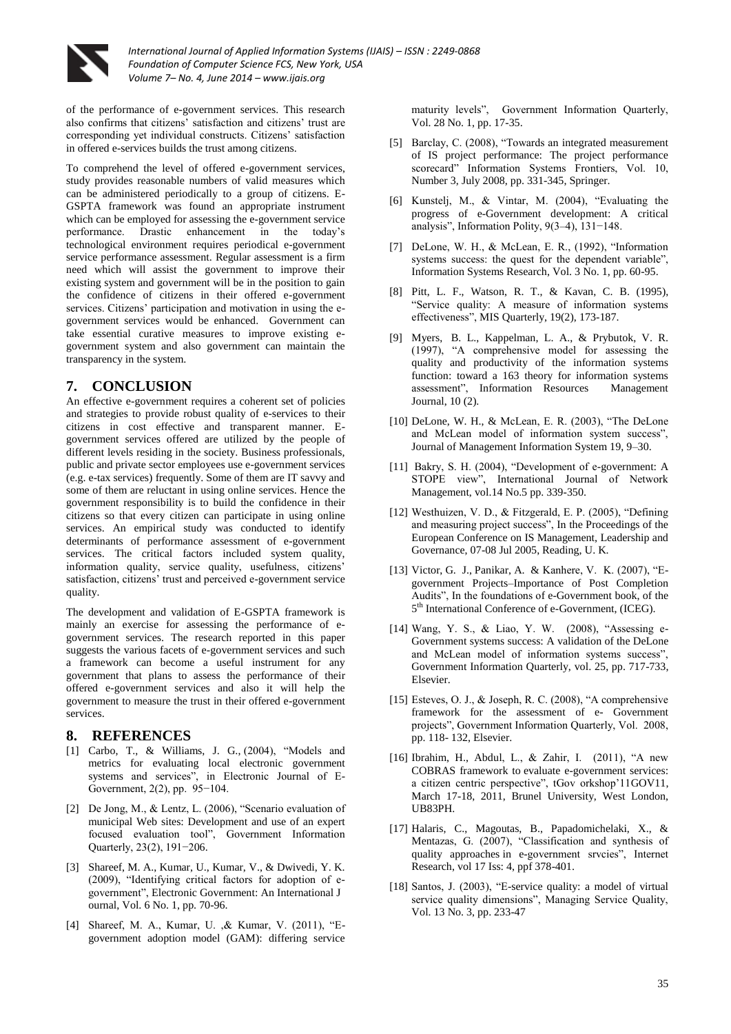of the performance of e-government services. This research also confirms that citizens' satisfaction and citizens' trust are corresponding yet individual constructs. Citizens' satisfaction in offered e-services builds the trust among citizens.

To comprehend the level of offered e-government services, study provides reasonable numbers of valid measures which can be administered periodically to a group of citizens. E-GSPTA framework was found an appropriate instrument which can be employed for assessing the e-government service performance. Drastic enhancement in the today's technological environment requires periodical e-government service performance assessment. Regular assessment is a firm need which will assist the government to improve their existing system and government will be in the position to gain the confidence of citizens in their offered e-government services. Citizens' participation and motivation in using the e-government services would be enhanced. Government can take essential curative measures to improve existing e-government system and also government can maintain the transparency in the system.

## 7. CONCLUSION

An effective e-government requires a coherent set of policies and strategies to provide robust quality of e-services to their citizens in cost effective and transparent manner. E-government services offered are utilized by the people of different levels residing in the society. Business professionals, public and private sector employees use e-government services (e.g. e-tax services) frequently. Some of them are IT savvy and some of them are reluctant in using online services. Hence the government responsibility is to build the confidence in their citizens so that every citizen can participate in using online services. An empirical study was conducted to identify determinants of performance assessment of e-government services. The critical factors included system quality, information quality, service quality, usefulness, citizens' satisfaction, citizens' trust and perceived e-government service quality.

The development and validation of E-GSPTA framework is mainly an exercise for assessing the performance of e-government services. The research reported in this paper suggests the various facets of e-government services and such a framework can become a useful instrument for any government that plans to assess the performance of their offered e-government services and also it will help the government to measure the trust in their offered e-government services.

## 8. REFERENCES

[1] Carbo, T., & Williams, J. G., (2004), "Models and metrics for evaluating local electronic government systems and services", in Electronic Journal of E-Government, 2(2), pp. 95−104.

[2] De Jong, M., & Lentz, L. (2006), "Scenario evaluation of municipal Web sites: Development and use of an expert focused evaluation tool", Government Information Quarterly, 23(2), 191−206.

[3] Shareef, M. A., Kumar, U., Kumar, V., & Dwivedi, Y. K. (2009), "Identifying critical factors for adoption of e-government", Electronic Government: An International J ournal, Vol. 6 No. 1, pp. 70-96.

[4] Shareef, M. A., Kumar, U. ,& Kumar, V. (2011), "E-government adoption model (GAM): differing service maturity levels", Government Information Quarterly, Vol. 28 No. 1, pp. 17-35.

[5] Barclay, C. (2008), "Towards an integrated measurement of IS project performance: The project performance scorecard" Information Systems Frontiers, Vol. 10, Number 3, July 2008, pp. 331-345, Springer.

[6] Kunstelj, M., & Vintar, M. (2004), "Evaluating the progress of e-Government development: A critical analysis", Information Polity, 9(3–4), 131−148.

[7] DeLone, W. H., & McLean, E. R., (1992), "Information systems success: the quest for the dependent variable", Information Systems Research, Vol. 3 No. 1, pp. 60-95.

[8] Pitt, L. F., Watson, R. T., & Kavan, C. B. (1995), "Service quality: A measure of information systems effectiveness", MIS Quarterly, 19(2), 173-187.

[9] Myers, B. L., Kappelman, L. A., & Prybutok, V. R. (1997), "A comprehensive model for assessing the quality and productivity of the information systems function: toward a 163 theory for information systems assessment", Information Resources Management Journal, 10 (2).

[10] DeLone, W. H., & McLean, E. R. (2003), "The DeLone and McLean model of information system success", Journal of Management Information System 19, 9–30.

[11] Bakry, S. H. (2004), "Development of e-government: A STOPE view", International Journal of Network Management, vol.14 No.5 pp. 339-350.

[12] Westhuizen, V. D., & Fitzgerald, E. P. (2005), "Defining and measuring project success", In the Proceedings of the European Conference on IS Management, Leadership and Governance, 07-08 Jul 2005, Reading, U. K.

[13] Victor, G. J., Panikar, A. & Kanhere, V. K. (2007), "E-government Projects–Importance of Post Completion Audits", In the foundations of e-Government book, of the 5th International Conference of e-Government, (ICEG).

[14] Wang, Y. S., & Liao, Y. W. (2008), "Assessing e-Government systems success: A validation of the DeLone and McLean model of information systems success", Government Information Quarterly, vol. 25, pp. 717-733, Elsevier.

[15] Esteves, O. J., & Joseph, R. C. (2008), "A comprehensive framework for the assessment of e- Government projects", Government Information Quarterly, Vol. 2008, pp. 118- 132, Elsevier.

[16] Ibrahim, H., Abdul, L., & Zahir, I. (2011), "A new COBRAS framework to evaluate e-government services: a citizen centric perspective", tGov orkshop'11GOV11, March 17-18, 2011, Brunel University, West London, UB83PH.

[17] Halaris, C., Magoutas, B., Papadomichelaki, X., & Mentazas, G. (2007), "Classification and synthesis of quality approaches in e-government srvcies", Internet Research, vol 17 Iss: 4, ppf 378-401.

[18] Santos, J. (2003), "E-service quality: a model of virtual service quality dimensions", Managing Service Quality, Vol. 13 No. 3, pp. 233-47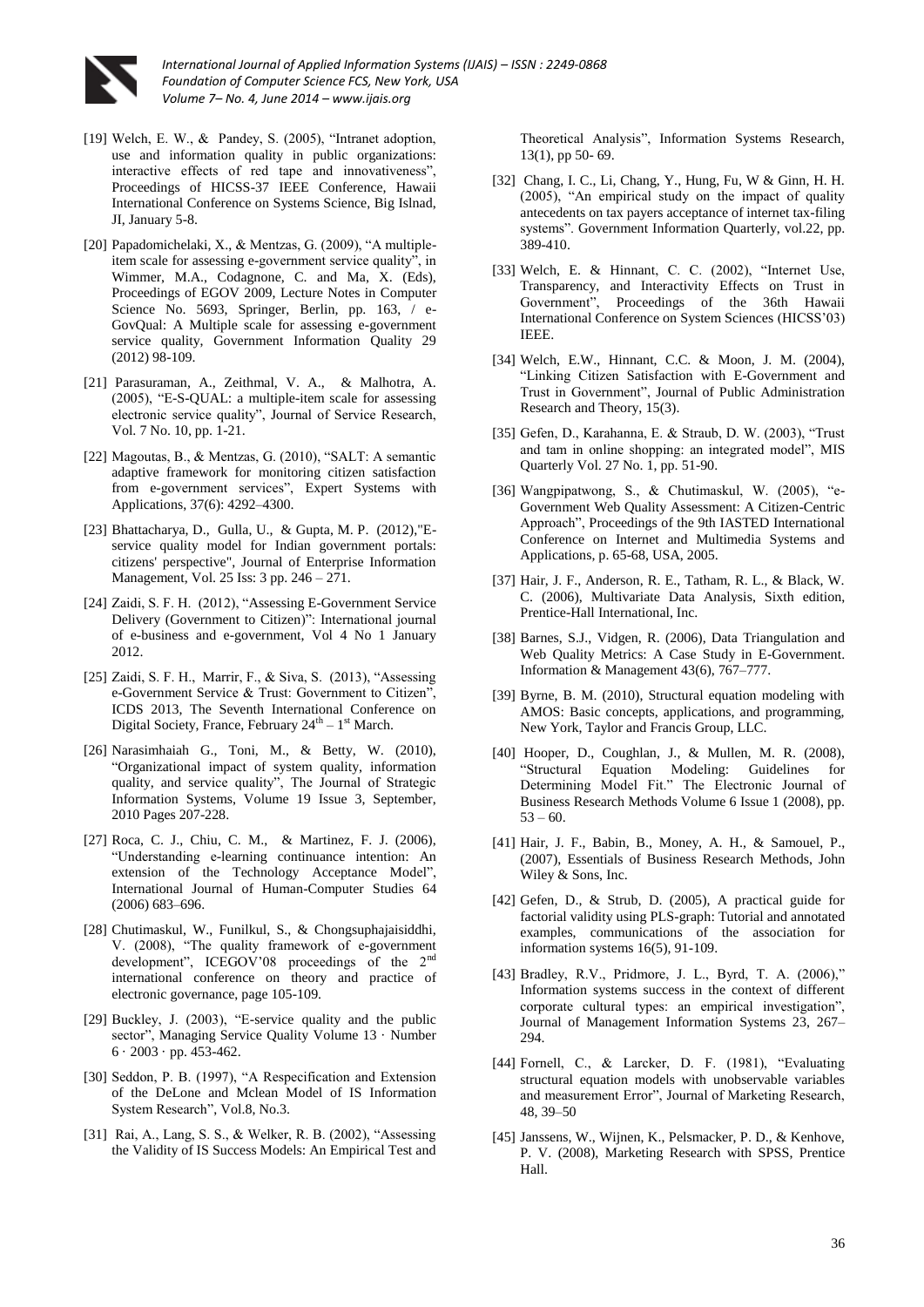[19] Welch, E. W., & Pandey, S. (2005), "Intranet adoption, use and information quality in public organizations: interactive effects of red tape and innovativeness", Proceedings of HICSS-37 IEEE Conference, Hawaii International Conference on Systems Science, Big Islnad, JI, January 5-8.

[20] Papadomichelaki, X., & Mentzas, G. (2009), "A multiple-item scale for assessing e-government service quality", in Wimmer, M.A., Codagnone, C. and Ma, X. (Eds), Proceedings of EGOV 2009, Lecture Notes in Computer Science No. 5693, Springer, Berlin, pp. 163, / e-GovQual: A Multiple scale for assessing e-government service quality, Government Information Quality 29 (2012) 98-109.

[21] Parasuraman, A., Zeithmal, V. A., & Malhotra, A. (2005), "E-S-QUAL: a multiple-item scale for assessing electronic service quality", Journal of Service Research, Vol. 7 No. 10, pp. 1-21.

[22] Magoutas, B., & Mentzas, G. (2010), "SALT: A semantic adaptive framework for monitoring citizen satisfaction from e-government services", Expert Systems with Applications, 37(6): 4292–4300.

[23] Bhattacharya, D., Gulla, U., & Gupta, M. P. (2012),"E-service quality model for Indian government portals: citizens' perspective", Journal of Enterprise Information Management, Vol. 25 Iss: 3 pp. 246 – 271.

[24] Zaidi, S. F. H. (2012), "Assessing E-Government Service Delivery (Government to Citizen)": International journal of e-business and e-government, Vol 4 No 1 January 2012.

[25] Zaidi, S. F. H., Marrir, F., & Siva, S. (2013), "Assessing e-Government Service & Trust: Government to Citizen", ICDS 2013, The Seventh International Conference on Digital Society, France, February 24th – 1st March.

[26] Narasimhaiah G., Toni, M., & Betty, W. (2010), "Organizational impact of system quality, information quality, and service quality", The Journal of Strategic Information Systems, Volume 19 Issue 3, September, 2010 Pages 207-228.

[27] Roca, C. J., Chiu, C. M., & Martinez, F. J. (2006), "Understanding e-learning continuance intention: An extension of the Technology Acceptance Model", International Journal of Human-Computer Studies 64 (2006) 683–696.

[28] Chutimaskul, W., Funilkul, S., & Chongsuphajaisiddhi, V. (2008), "The quality framework of e-government development", ICEGOV'08 proceedings of the 2nd international conference on theory and practice of electronic governance, page 105-109.

[29] Buckley, J. (2003), "E-service quality and the public sector", Managing Service Quality Volume 13 · Number 6 · 2003 · pp. 453-462.

[30] Seddon, P. B. (1997), "A Respecification and Extension of the DeLone and Mclean Model of IS Information System Research", Vol.8, No.3.

[31] Rai, A., Lang, S. S., & Welker, R. B. (2002), "Assessing the Validity of IS Success Models: An Empirical Test and Theoretical Analysis", Information Systems Research, 13(1), pp 50- 69.

[32] Chang, I. C., Li, Chang, Y., Hung, Fu, W & Ginn, H. H. (2005), "An empirical study on the impact of quality antecedents on tax payers acceptance of internet tax-filing systems". Government Information Quarterly, vol.22, pp. 389-410.

[33] Welch, E. & Hinnant, C. C. (2002), "Internet Use, Transparency, and Interactivity Effects on Trust in Government", Proceedings of the 36th Hawaii International Conference on System Sciences (HICSS'03) IEEE.

[34] Welch, E.W., Hinnant, C.C. & Moon, J. M. (2004), "Linking Citizen Satisfaction with E-Government and Trust in Government", Journal of Public Administration Research and Theory, 15(3).

[35] Gefen, D., Karahanna, E. & Straub, D. W. (2003), "Trust and tam in online shopping: an integrated model", MIS Quarterly Vol. 27 No. 1, pp. 51-90.

[36] Wangpipatwong, S., & Chutimaskul, W. (2005), "e-Government Web Quality Assessment: A Citizen-Centric Approach", Proceedings of the 9th IASTED International Conference on Internet and Multimedia Systems and Applications, p. 65-68, USA, 2005.

[37] Hair, J. F., Anderson, R. E., Tatham, R. L., & Black, W. C. (2006), Multivariate Data Analysis, Sixth edition, Prentice-Hall International, Inc.

[38] Barnes, S.J., Vidgen, R. (2006), Data Triangulation and Web Quality Metrics: A Case Study in E-Government. Information & Management 43(6), 767–777.

[39] Byrne, B. M. (2010), Structural equation modeling with AMOS: Basic concepts, applications, and programming, New York, Taylor and Francis Group, LLC.

[40] Hooper, D., Coughlan, J., & Mullen, M. R. (2008), "Structural Equation Modeling: Guidelines for Determining Model Fit." The Electronic Journal of Business Research Methods Volume 6 Issue 1 (2008), pp. 53 – 60.

[41] Hair, J. F., Babin, B., Money, A. H., & Samouel, P., (2007), Essentials of Business Research Methods, John Wiley & Sons, Inc.

[42] Gefen, D., & Strub, D. (2005), A practical guide for factorial validity using PLS-graph: Tutorial and annotated examples, communications of the association for information systems 16(5), 91-109.

[43] Bradley, R.V., Pridmore, J. L., Byrd, T. A. (2006)," Information systems success in the context of different corporate cultural types: an empirical investigation", Journal of Management Information Systems 23, 267–294.

[44] Fornell, C., & Larcker, D. F. (1981), "Evaluating structural equation models with unobservable variables and measurement Error", Journal of Marketing Research, 48, 39–50

[45] Janssens, W., Wijnen, K., Pelsmacker, P. D., & Kenhove, P. V. (2008), Marketing Research with SPSS, Prentice Hall.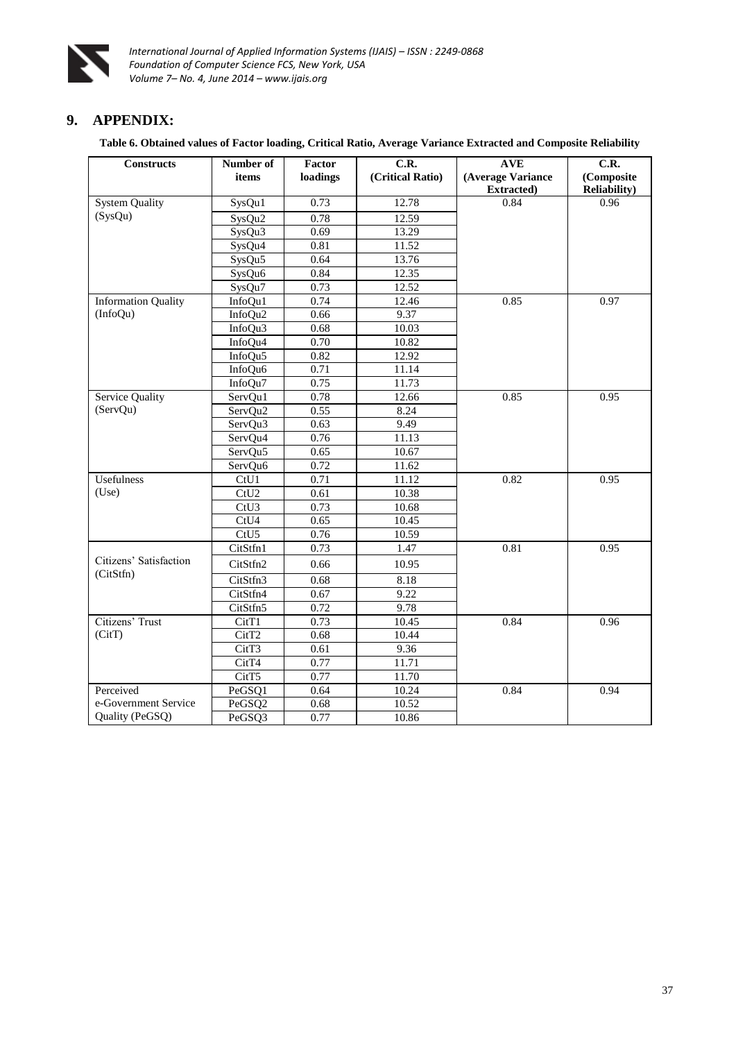## 9. APPENDIX:

**Table 6. Obtained values of Factor loading, Critical Ratio, Average Variance Extracted and Composite Reliability**

| Constructs | Number of items | Factor loadings | C.R. (Critical Ratio) | AVE (Average Variance Extracted) | C.R. (Composite Reliability) |
|---|---|---|---|---|---|
| System Quality (SysQu) | SysQu1 | 0.73 | 12.78 | 0.84 | 0.96 |
| | SysQu2 | 0.78 | 12.59 | | |
| | SysQu3 | 0.69 | 13.29 | | |
| | SysQu4 | 0.81 | 11.52 | | |
| | SysQu5 | 0.64 | 13.76 | | |
| | SysQu6 | 0.84 | 12.35 | | |
| | SysQu7 | 0.73 | 12.52 | | |
| Information Quality (InfoQu) | InfoQu1 | 0.74 | 12.46 | 0.85 | 0.97 |
| | InfoQu2 | 0.66 | 9.37 | | |
| | InfoQu3 | 0.68 | 10.03 | | |
| | InfoQu4 | 0.70 | 10.82 | | |
| | InfoQu5 | 0.82 | 12.92 | | |
| | InfoQu6 | 0.71 | 11.14 | | |
| | InfoQu7 | 0.75 | 11.73 | | |
| Service Quality (ServQu) | ServQu1 | 0.78 | 12.66 | 0.85 | 0.95 |
| | ServQu2 | 0.55 | 8.24 | | |
| | ServQu3 | 0.63 | 9.49 | | |
| | ServQu4 | 0.76 | 11.13 | | |
| | ServQu5 | 0.65 | 10.67 | | |
| | ServQu6 | 0.72 | 11.62 | | |
| Usefulness (Use) | CtU1 | 0.71 | 11.12 | 0.82 | 0.95 |
| | CtU2 | 0.61 | 10.38 | | |
| | CtU3 | 0.73 | 10.68 | | |
| | CtU4 | 0.65 | 10.45 | | |
| | CtU5 | 0.76 | 10.59 | | |
| Citizens' Satisfaction (CitStfn) | CitStfn1 | 0.73 | 1.47 | 0.81 | 0.95 |
| | CitStfn2 | 0.66 | 10.95 | | |
| | CitStfn3 | 0.68 | 8.18 | | |
| | CitStfn4 | 0.67 | 9.22 | | |
| | CitStfn5 | 0.72 | 9.78 | | |
| Citizens' Trust (CitT) | CitT1 | 0.73 | 10.45 | 0.84 | 0.96 |
| | CitT2 | 0.68 | 10.44 | | |
| | CitT3 | 0.61 | 9.36 | | |
| | CitT4 | 0.77 | 11.71 | | |
| | CitT5 | 0.77 | 11.70 | | |
| Perceived e-Government Service Quality (PeGSQ) | PeGSQ1 | 0.64 | 10.24 | 0.84 | 0.94 |
| | PeGSQ2 | 0.68 | 10.52 | | |
| | PeGSQ3 | 0.77 | 10.86 | | |